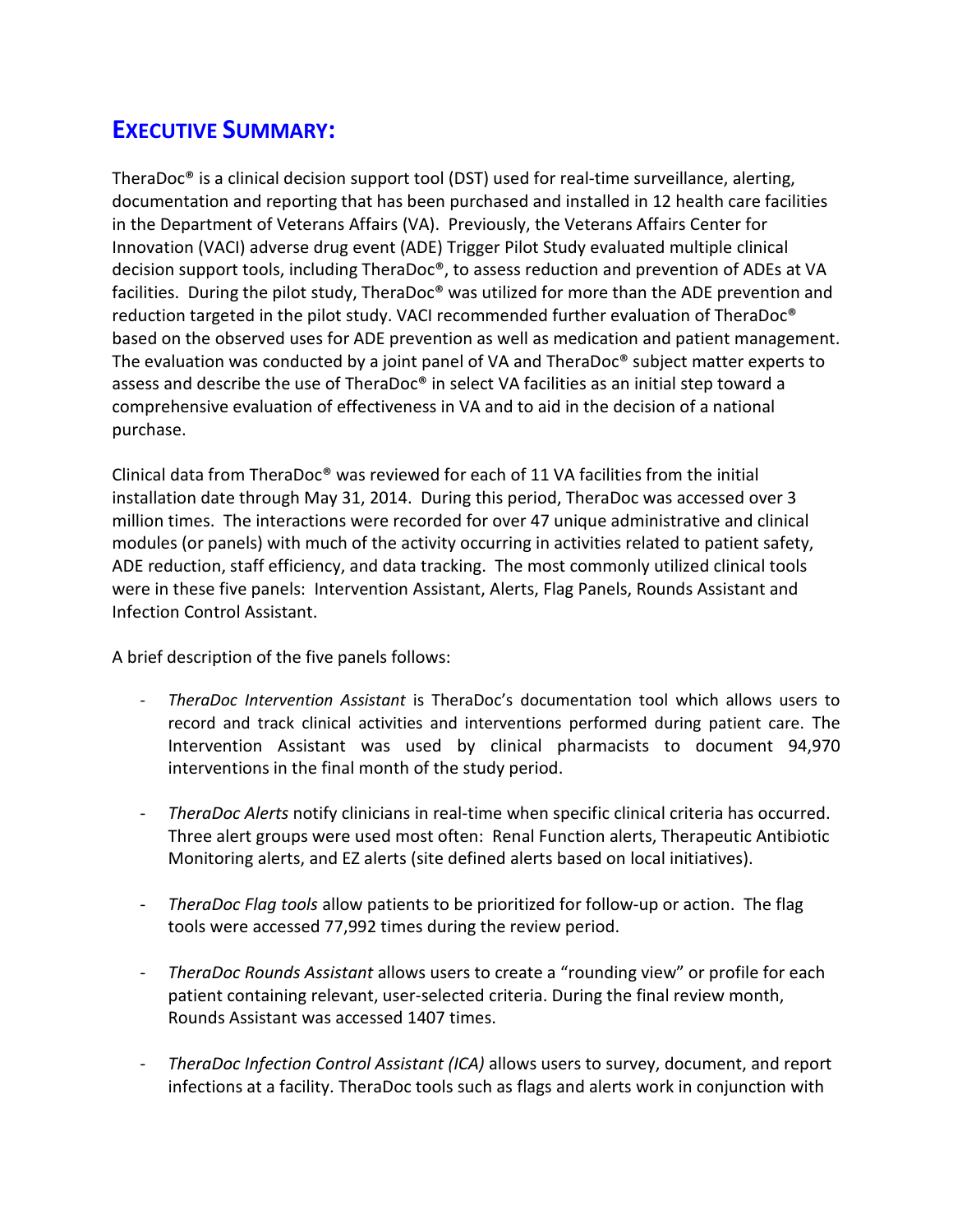# EXECUTIVE SUMMARY:

TheraDoc® is a clinical decision support tool (DST) used for real-time surveillance, alerting, documentation and reporting that has been purchased and installed in 12 health care facilities in the Department of Veterans Affairs (VA). Previously, the Veterans Affairs Center for Innovation (VACI) adverse drug event (ADE) Trigger Pilot Study evaluated multiple clinical decision support tools, including TheraDoc®, to assess reduction and prevention of ADEs at VA facilities. During the pilot study, TheraDoc® was utilized for more than the ADE prevention and reduction targeted in the pilot study. VACI recommended further evaluation of TheraDoc® based on the observed uses for ADE prevention as well as medication and patient management. The evaluation was conducted by a joint panel of VA and TheraDoc® subject matter experts to assess and describe the use of TheraDoc® in select VA facilities as an initial step toward a comprehensive evaluation of effectiveness in VA and to aid in the decision of a national purchase.

Clinical data from TheraDoc® was reviewed for each of 11 VA facilities from the initial installation date through May 31, 2014. During this period, TheraDoc was accessed over 3 million times. The interactions were recorded for over 47 unique administrative and clinical modules (or panels) with much of the activity occurring in activities related to patient safety, ADE reduction, staff efficiency, and data tracking. The most commonly utilized clinical tools were in these five panels: Intervention Assistant, Alerts, Flag Panels, Rounds Assistant and Infection Control Assistant.

A brief description of the five panels follows:

- *TheraDoc Intervention Assistant* is TheraDoc's documentation tool which allows users to record and track clinical activities and interventions performed during patient care. The Intervention Assistant was used by clinical pharmacists to document 94,970 interventions in the final month of the study period.

- *TheraDoc Alerts* notify clinicians in real-time when specific clinical criteria has occurred. Three alert groups were used most often: Renal Function alerts, Therapeutic Antibiotic Monitoring alerts, and EZ alerts (site defined alerts based on local initiatives).

- *TheraDoc Flag tools* allow patients to be prioritized for follow-up or action. The flag tools were accessed 77,992 times during the review period.

- *TheraDoc Rounds Assistant* allows users to create a "rounding view" or profile for each patient containing relevant, user-selected criteria. During the final review month, Rounds Assistant was accessed 1407 times.

- *TheraDoc Infection Control Assistant (ICA)* allows users to survey, document, and report infections at a facility. TheraDoc tools such as flags and alerts work in conjunction with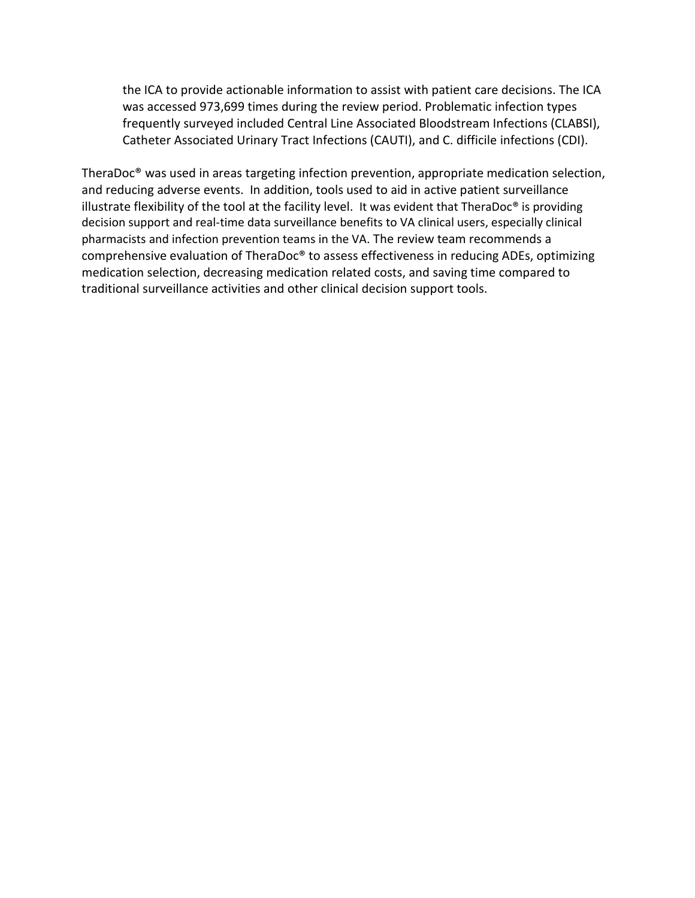the ICA to provide actionable information to assist with patient care decisions. The ICA was accessed 973,699 times during the review period. Problematic infection types frequently surveyed included Central Line Associated Bloodstream Infections (CLABSI), Catheter Associated Urinary Tract Infections (CAUTI), and C. difficile infections (CDI).

TheraDoc® was used in areas targeting infection prevention, appropriate medication selection, and reducing adverse events. In addition, tools used to aid in active patient surveillance illustrate flexibility of the tool at the facility level. It was evident that TheraDoc® is providing decision support and real-time data surveillance benefits to VA clinical users, especially clinical pharmacists and infection prevention teams in the VA. The review team recommends a comprehensive evaluation of TheraDoc® to assess effectiveness in reducing ADEs, optimizing medication selection, decreasing medication related costs, and saving time compared to traditional surveillance activities and other clinical decision support tools.